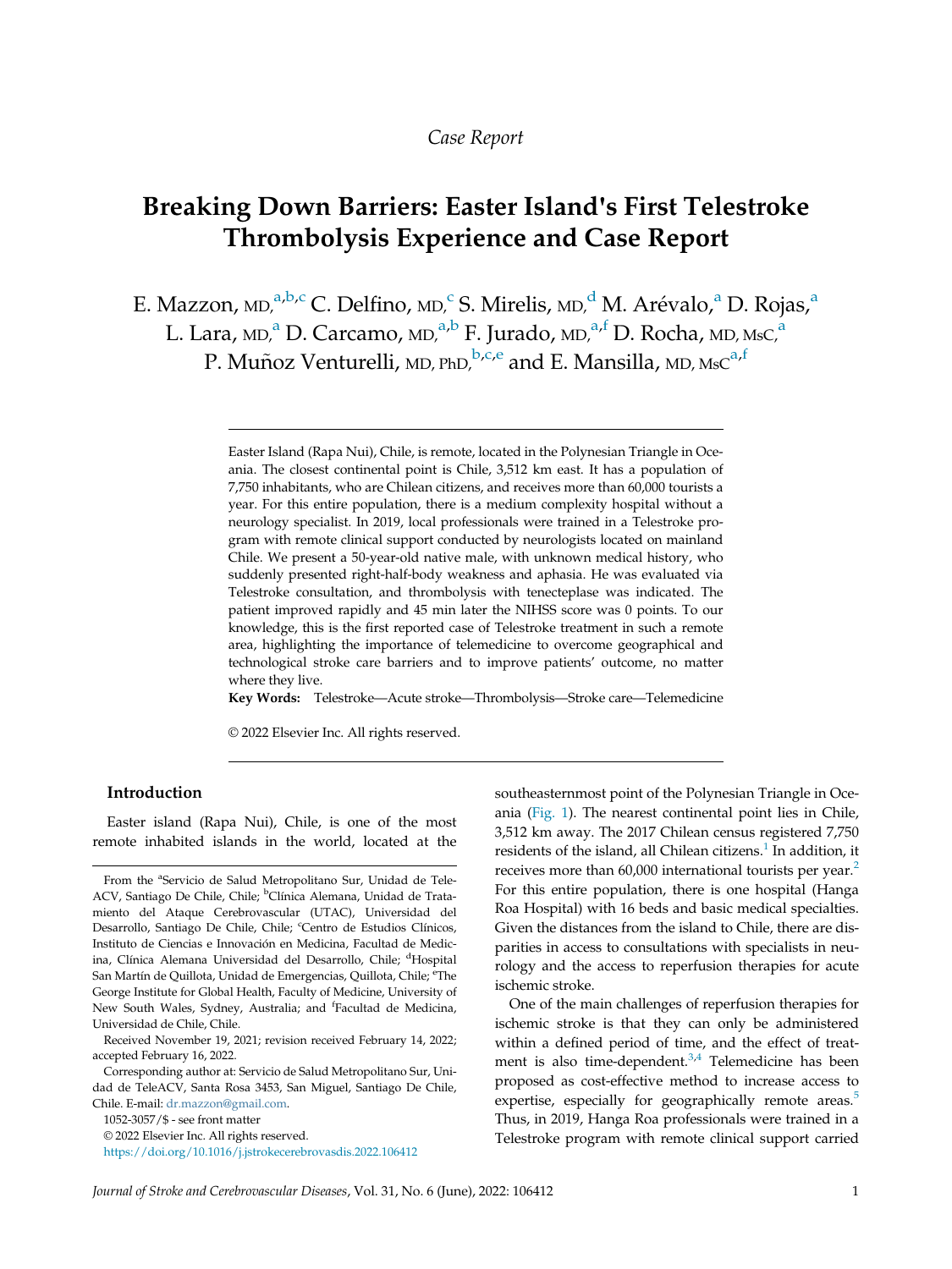*Case Report*

# Breaking Down Barriers: Easter Island's First Telestroke Thrombolysis Experience and Case Report

E. Mazzon, MD,[a,b,c] C. Delfino, MD,[c] S. Mirelis, MD,[d] M. Arévalo,[a] D. Rojas,[a] L. Lara, MD,[a] D. Carcamo, MD,[a,b] F. Jurado, MD,[a,f] D. Rocha, MD, MsC,[a] P. Muñoz Venturelli, MD, PhD,[b,c,e] and E. Mansilla, MD, MsC[a,f]

Easter Island (Rapa Nui), Chile, is remote, located in the Polynesian Triangle in Oceania. The closest continental point is Chile, 3,512 km east. It has a population of 7,750 inhabitants, who are Chilean citizens, and receives more than 60,000 tourists a year. For this entire population, there is a medium complexity hospital without a neurology specialist. In 2019, local professionals were trained in a Telestroke program with remote clinical support conducted by neurologists located on mainland Chile. We present a 50-year-old native male, with unknown medical history, who suddenly presented right-half-body weakness and aphasia. He was evaluated via Telestroke consultation, and thrombolysis with tenecteplase was indicated. The patient improved rapidly and 45 min later the NIHSS score was 0 points. To our knowledge, this is the first reported case of Telestroke treatment in such a remote area, highlighting the importance of telemedicine to overcome geographical and technological stroke care barriers and to improve patients' outcome, no matter where they live.

**Key Words:** Telestroke—Acute stroke—Thrombolysis—Stroke care—Telemedicine

© 2022 Elsevier Inc. All rights reserved.

## Introduction

Easter island (Rapa Nui), Chile, is one of the most remote inhabited islands in the world, located at the southeasternmost point of the Polynesian Triangle in Oceania (Fig. 1). The nearest continental point lies in Chile, 3,512 km away. The 2017 Chilean census registered 7,750 residents of the island, all Chilean citizens.[1] In addition, it receives more than 60,000 international tourists per year.[2] For this entire population, there is one hospital (Hanga Roa Hospital) with 16 beds and basic medical specialties. Given the distances from the island to Chile, there are disparities in access to consultations with specialists in neurology and the access to reperfusion therapies for acute ischemic stroke.

One of the main challenges of reperfusion therapies for ischemic stroke is that they can only be administered within a defined period of time, and the effect of treatment is also time-dependent.[3,4] Telemedicine has been proposed as cost-effective method to increase access to expertise, especially for geographically remote areas.[5] Thus, in 2019, Hanga Roa professionals were trained in a Telestroke program with remote clinical support carried

From the [a]Servicio de Salud Metropolitano Sur, Unidad de TeleACV, Santiago De Chile, Chile; [b]Clínica Alemana, Unidad de Tratamiento del Ataque Cerebrovascular (UTAC), Universidad del Desarrollo, Santiago De Chile, Chile; [c]Centro de Estudios Clínicos, Instituto de Ciencias e Innovación en Medicina, Facultad de Medicina, Clínica Alemana Universidad del Desarrollo, Chile; [d]Hospital San Martín de Quillota, Unidad de Emergencias, Quillota, Chile; [e]The George Institute for Global Health, Faculty of Medicine, University of New South Wales, Sydney, Australia; and [f]Facultad de Medicina, Universidad de Chile, Chile.

Received November 19, 2021; revision received February 14, 2022; accepted February 16, 2022.

Corresponding author at: Servicio de Salud Metropolitano Sur, Unidad de TeleACV, Santa Rosa 3453, San Miguel, Santiago De Chile, Chile. E-mail: dr.mazzon@gmail.com.

1052-3057/$ - see front matter

© 2022 Elsevier Inc. All rights reserved.

https://doi.org/10.1016/j.jstrokecerebrovasdis.2022.106412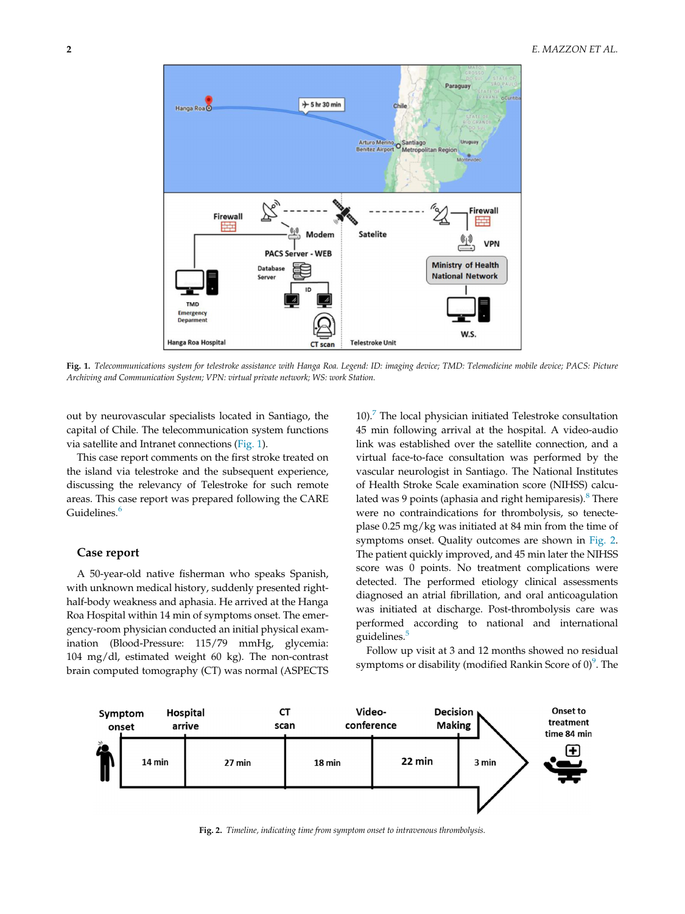Fig. 1. *Telecommunications system for telestroke assistance with Hanga Roa. Legend: ID: imaging device; TMD: Telemedicine mobile device; PACS: Picture Archiving and Communication System; VPN: virtual private network; WS: work Station.*

out by neurovascular specialists located in Santiago, the capital of Chile. The telecommunication system functions via satellite and Intranet connections (Fig. 1).

This case report comments on the first stroke treated on the island via telestroke and the subsequent experience, discussing the relevancy of Telestroke for such remote areas. This case report was prepared following the CARE Guidelines.[6]

## Case report

A 50-year-old native fisherman who speaks Spanish, with unknown medical history, suddenly presented right-half-body weakness and aphasia. He arrived at the Hanga Roa Hospital within 14 min of symptoms onset. The emergency-room physician conducted an initial physical examination (Blood-Pressure: 115/79 mmHg, glycemia: 104 mg/dl, estimated weight 60 kg). The non-contrast brain computed tomography (CT) was normal (ASPECTS 10).[7] The local physician initiated Telestroke consultation 45 min following arrival at the hospital. A video-audio link was established over the satellite connection, and a virtual face-to-face consultation was performed by the vascular neurologist in Santiago. The National Institutes of Health Stroke Scale examination score (NIHSS) calculated was 9 points (aphasia and right hemiparesis).[8] There were no contraindications for thrombolysis, so tenecteplase 0.25 mg/kg was initiated at 84 min from the time of symptoms onset. Quality outcomes are shown in Fig. 2. The patient quickly improved, and 45 min later the NIHSS score was 0 points. No treatment complications were detected. The performed etiology clinical assessments diagnosed an atrial fibrillation, and oral anticoagulation was initiated at discharge. Post-thrombolysis care was performed according to national and international guidelines.[5]

Follow up visit at 3 and 12 months showed no residual symptoms or disability (modified Rankin Score of 0)[9]. The

Fig. 2. *Timeline, indicating time from symptom onset to intravenous thrombolysis.*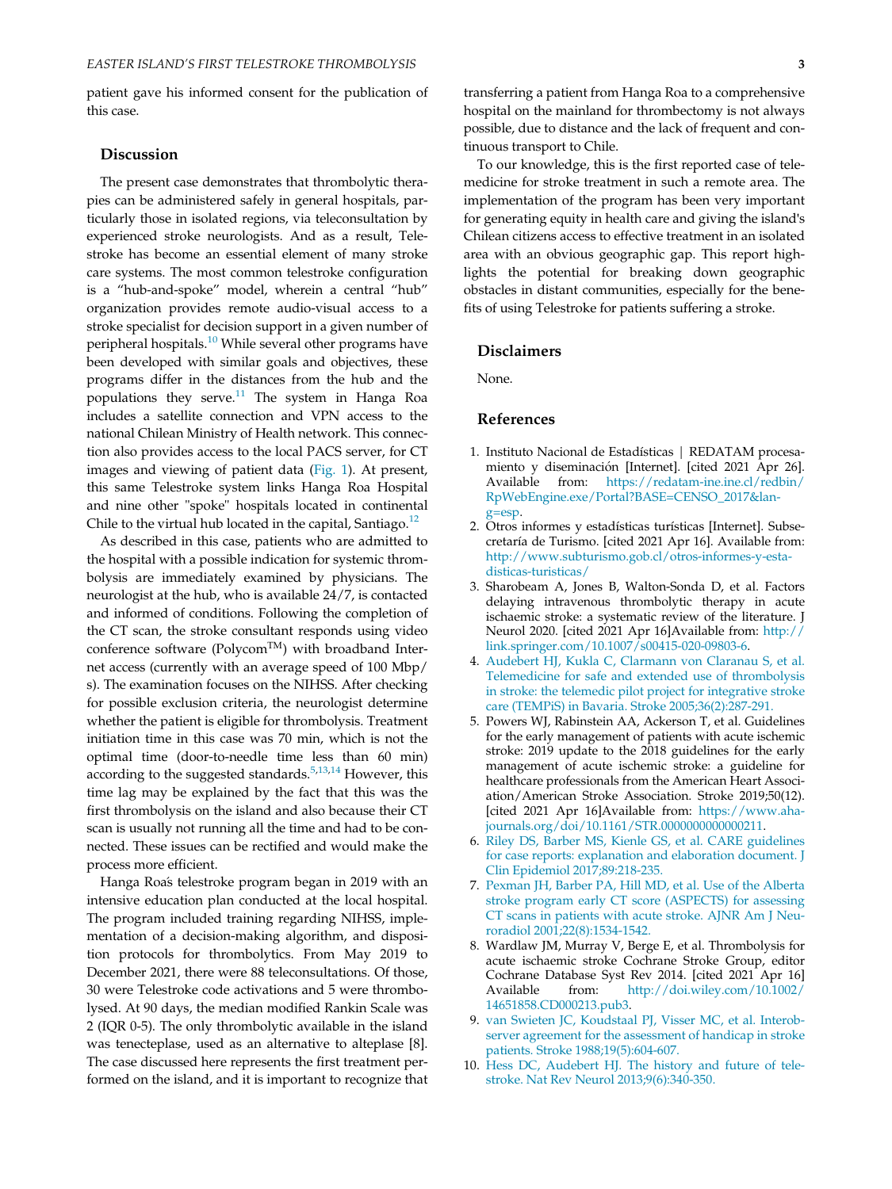patient gave his informed consent for the publication of this case.

## Discussion

The present case demonstrates that thrombolytic therapies can be administered safely in general hospitals, particularly those in isolated regions, via teleconsultation by experienced stroke neurologists. And as a result, Telestroke has become an essential element of many stroke care systems. The most common telestroke configuration is a "hub-and-spoke" model, wherein a central "hub" organization provides remote audio-visual access to a stroke specialist for decision support in a given number of peripheral hospitals.[10] While several other programs have been developed with similar goals and objectives, these programs differ in the distances from the hub and the populations they serve.[11] The system in Hanga Roa includes a satellite connection and VPN access to the national Chilean Ministry of Health network. This connection also provides access to the local PACS server, for CT images and viewing of patient data (Fig. 1). At present, this same Telestroke system links Hanga Roa Hospital and nine other "spoke" hospitals located in continental Chile to the virtual hub located in the capital, Santiago.[12]

As described in this case, patients who are admitted to the hospital with a possible indication for systemic thrombolysis are immediately examined by physicians. The neurologist at the hub, who is available 24/7, is contacted and informed of conditions. Following the completion of the CT scan, the stroke consultant responds using video conference software (Polycom™) with broadband Internet access (currently with an average speed of 100 Mbp/s). The examination focuses on the NIHSS. After checking for possible exclusion criteria, the neurologist determine whether the patient is eligible for thrombolysis. Treatment initiation time in this case was 70 min, which is not the optimal time (door-to-needle time less than 60 min) according to the suggested standards.[5,13,14] However, this time lag may be explained by the fact that this was the first thrombolysis on the island and also because their CT scan is usually not running all the time and had to be connected. These issues can be rectified and would make the process more efficient.

Hanga Roa's telestroke program began in 2019 with an intensive education plan conducted at the local hospital. The program included training regarding NIHSS, implementation of a decision-making algorithm, and disposition protocols for thrombolytics. From May 2019 to December 2021, there were 88 teleconsultations. Of those, 30 were Telestroke code activations and 5 were thrombolysed. At 90 days, the median modified Rankin Scale was 2 (IQR 0-5). The only thrombolytic available in the island was tenecteplase, used as an alternative to alteplase [8]. The case discussed here represents the first treatment performed on the island, and it is important to recognize that transferring a patient from Hanga Roa to a comprehensive hospital on the mainland for thrombectomy is not always possible, due to distance and the lack of frequent and continuous transport to Chile.

To our knowledge, this is the first reported case of telemedicine for stroke treatment in such a remote area. The implementation of the program has been very important for generating equity in health care and giving the island's Chilean citizens access to effective treatment in an isolated area with an obvious geographic gap. This report highlights the potential for breaking down geographic obstacles in distant communities, especially for the benefits of using Telestroke for patients suffering a stroke.

## Disclaimers

None.

## References

1. Instituto Nacional de Estadísticas | REDATAM procesamiento y diseminación [Internet]. [cited 2021 Apr 26]. Available from: https://redatam-ine.ine.cl/redbin/RpWebEngine.exe/Portal?BASE=CENSO_2017&lang=esp.
2. Otros informes y estadísticas turísticas [Internet]. Subsecretaría de Turismo. [cited 2021 Apr 16]. Available from: http://www.subturismo.gob.cl/otros-informes-y-estadisticas-turisticas/
3. Sharobeam A, Jones B, Walton-Sonda D, et al. Factors delaying intravenous thrombolytic therapy in acute ischaemic stroke: a systematic review of the literature. J Neurol 2020. [cited 2021 Apr 16]Available from: http://link.springer.com/10.1007/s00415-020-09803-6.
4. Audebert HJ, Kukla C, Clarmann von Claranau S, et al. Telemedicine for safe and extended use of thrombolysis in stroke: the telemedic pilot project for integrative stroke care (TEMPiS) in Bavaria. Stroke 2005;36(2):287-291.
5. Powers WJ, Rabinstein AA, Ackerson T, et al. Guidelines for the early management of patients with acute ischemic stroke: 2019 update to the 2018 guidelines for the early management of acute ischemic stroke: a guideline for healthcare professionals from the American Heart Association/American Stroke Association. Stroke 2019;50(12). [cited 2021 Apr 16]Available from: https://www.ahajournals.org/doi/10.1161/STR.0000000000000211.
6. Riley DS, Barber MS, Kienle GS, et al. CARE guidelines for case reports: explanation and elaboration document. J Clin Epidemiol 2017;89:218-235.
7. Pexman JH, Barber PA, Hill MD, et al. Use of the Alberta stroke program early CT score (ASPECTS) for assessing CT scans in patients with acute stroke. AJNR Am J Neuroradiol 2001;22(8):1534-1542.
8. Wardlaw JM, Murray V, Berge E, et al. Thrombolysis for acute ischaemic stroke Cochrane Stroke Group, editor Cochrane Database Syst Rev 2014. [cited 2021 Apr 16] Available from: http://doi.wiley.com/10.1002/14651858.CD000213.pub3.
9. van Swieten JC, Koudstaal PJ, Visser MC, et al. Interobserver agreement for the assessment of handicap in stroke patients. Stroke 1988;19(5):604-607.
10. Hess DC, Audebert HJ. The history and future of telestroke. Nat Rev Neurol 2013;9(6):340-350.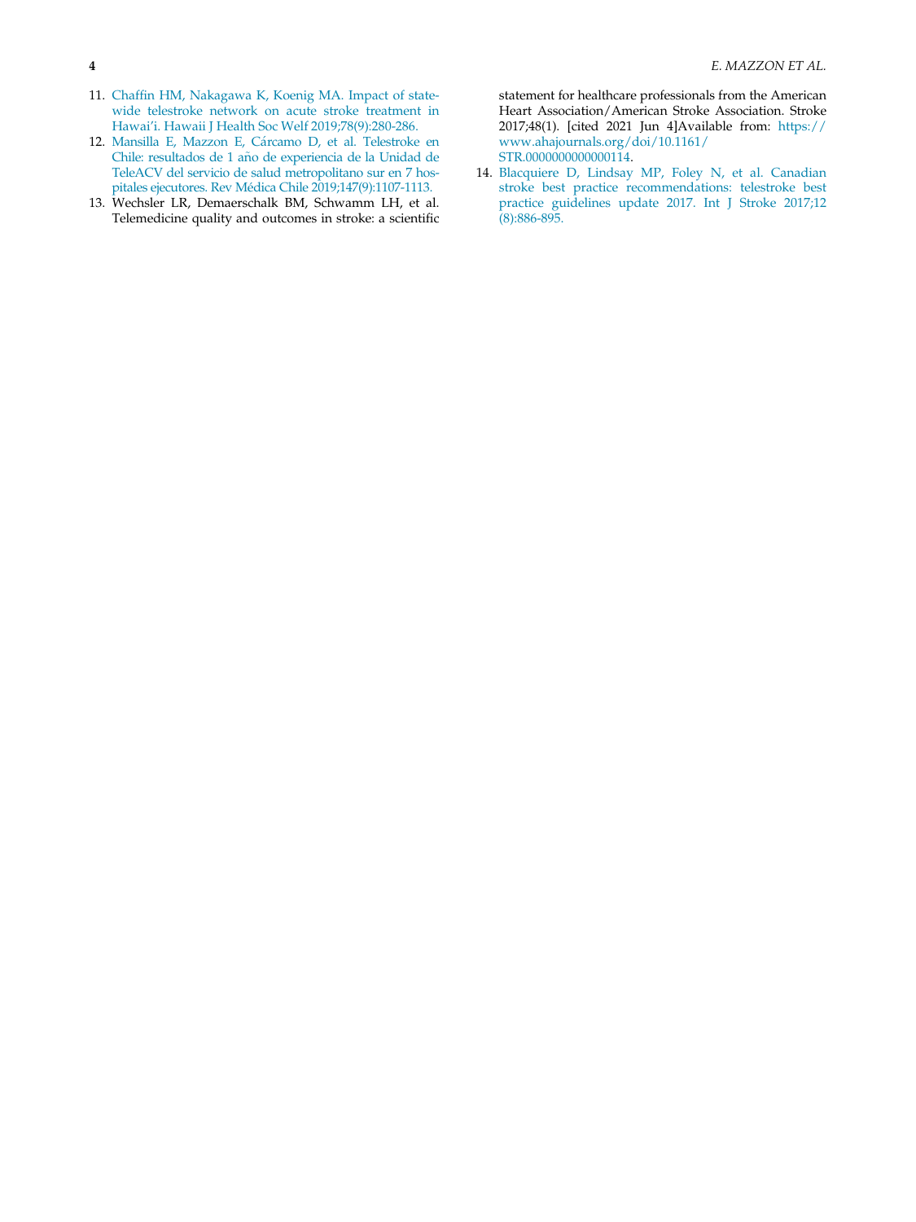11. Chaffin HM, Nakagawa K, Koenig MA. Impact of statewide telestroke network on acute stroke treatment in Hawai'i. Hawaii J Health Soc Welf 2019;78(9):280-286.
12. Mansilla E, Mazzon E, Cárcamo D, et al. Telestroke en Chile: resultados de 1 año de experiencia de la Unidad de TeleACV del servicio de salud metropolitano sur en 7 hospitales ejecutores. Rev Médica Chile 2019;147(9):1107-1113.
13. Wechsler LR, Demaerschalk BM, Schwamm LH, et al. Telemedicine quality and outcomes in stroke: a scientific statement for healthcare professionals from the American Heart Association/American Stroke Association. Stroke 2017;48(1). [cited 2021 Jun 4]Available from: https://www.ahajournals.org/doi/10.1161/STR.0000000000000114.
14. Blacquiere D, Lindsay MP, Foley N, et al. Canadian stroke best practice recommendations: telestroke best practice guidelines update 2017. Int J Stroke 2017;12(8):886-895.